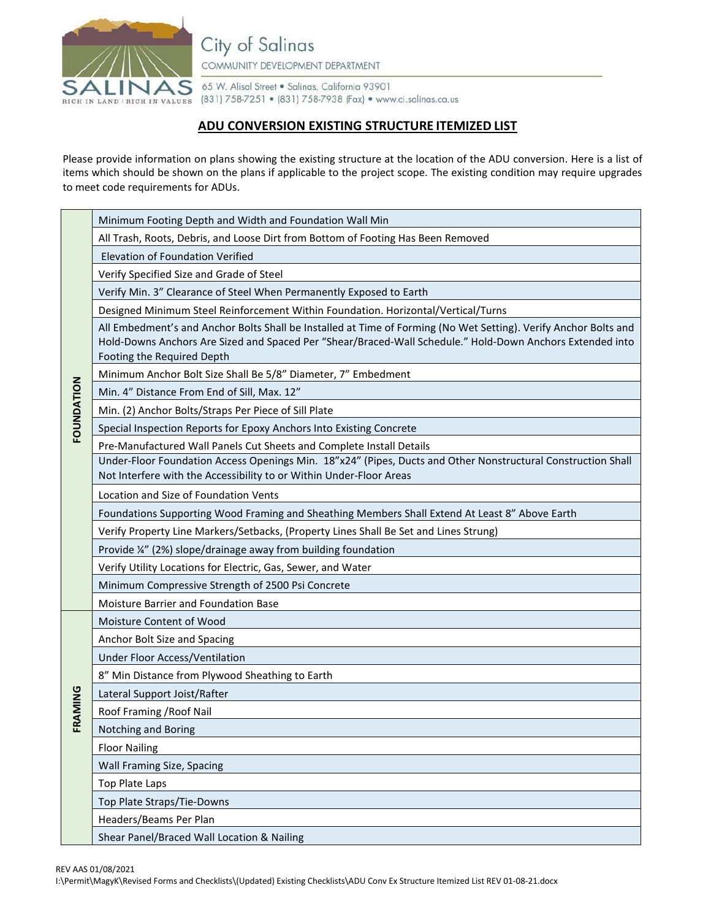City of Salinas

COMMUNITY DEVELOPMENT DEPARTMENT

65 W. Alisal Street • Salinas, California 93901
(831) 758-7251 • (831) 758-7938 (Fax) • www.ci.salinas.ca.us

## ADU CONVERSION EXISTING STRUCTURE ITEMIZED LIST

Please provide information on plans showing the existing structure at the location of the ADU conversion. Here is a list of items which should be shown on the plans if applicable to the project scope. The existing condition may require upgrades to meet code requirements for ADUs.

| Category | Item |
|---|---|
| FOUNDATION | Minimum Footing Depth and Width and Foundation Wall Min |
| | All Trash, Roots, Debris, and Loose Dirt from Bottom of Footing Has Been Removed |
| | Elevation of Foundation Verified |
| | Verify Specified Size and Grade of Steel |
| | Verify Min. 3" Clearance of Steel When Permanently Exposed to Earth |
| | Designed Minimum Steel Reinforcement Within Foundation. Horizontal/Vertical/Turns |
| | All Embedment's and Anchor Bolts Shall be Installed at Time of Forming (No Wet Setting). Verify Anchor Bolts and Hold-Downs Anchors Are Sized and Spaced Per "Shear/Braced-Wall Schedule." Hold-Down Anchors Extended into Footing the Required Depth |
| | Minimum Anchor Bolt Size Shall Be 5/8" Diameter, 7" Embedment |
| | Min. 4" Distance From End of Sill, Max. 12" |
| | Min. (2) Anchor Bolts/Straps Per Piece of Sill Plate |
| | Special Inspection Reports for Epoxy Anchors Into Existing Concrete |
| | Pre-Manufactured Wall Panels Cut Sheets and Complete Install Details |
| | Under-Floor Foundation Access Openings Min. 18"x24" (Pipes, Ducts and Other Nonstructural Construction Shall Not Interfere with the Accessibility to or Within Under-Floor Areas |
| | Location and Size of Foundation Vents |
| | Foundations Supporting Wood Framing and Sheathing Members Shall Extend At Least 8" Above Earth |
| | Verify Property Line Markers/Setbacks, (Property Lines Shall Be Set and Lines Strung) |
| | Provide ¼" (2%) slope/drainage away from building foundation |
| | Verify Utility Locations for Electric, Gas, Sewer, and Water |
| | Minimum Compressive Strength of 2500 Psi Concrete |
| | Moisture Barrier and Foundation Base |
| FRAMING | Moisture Content of Wood |
| | Anchor Bolt Size and Spacing |
| | Under Floor Access/Ventilation |
| | 8" Min Distance from Plywood Sheathing to Earth |
| | Lateral Support Joist/Rafter |
| | Roof Framing /Roof Nail |
| | Notching and Boring |
| | Floor Nailing |
| | Wall Framing Size, Spacing |
| | Top Plate Laps |
| | Top Plate Straps/Tie-Downs |
| | Headers/Beams Per Plan |
| | Shear Panel/Braced Wall Location & Nailing |

REV AAS 01/08/2021
I:\Permit\MagyK\Revised Forms and Checklists\(Updated) Existing Checklists\ADU Conv Ex Structure Itemized List REV 01-08-21.docx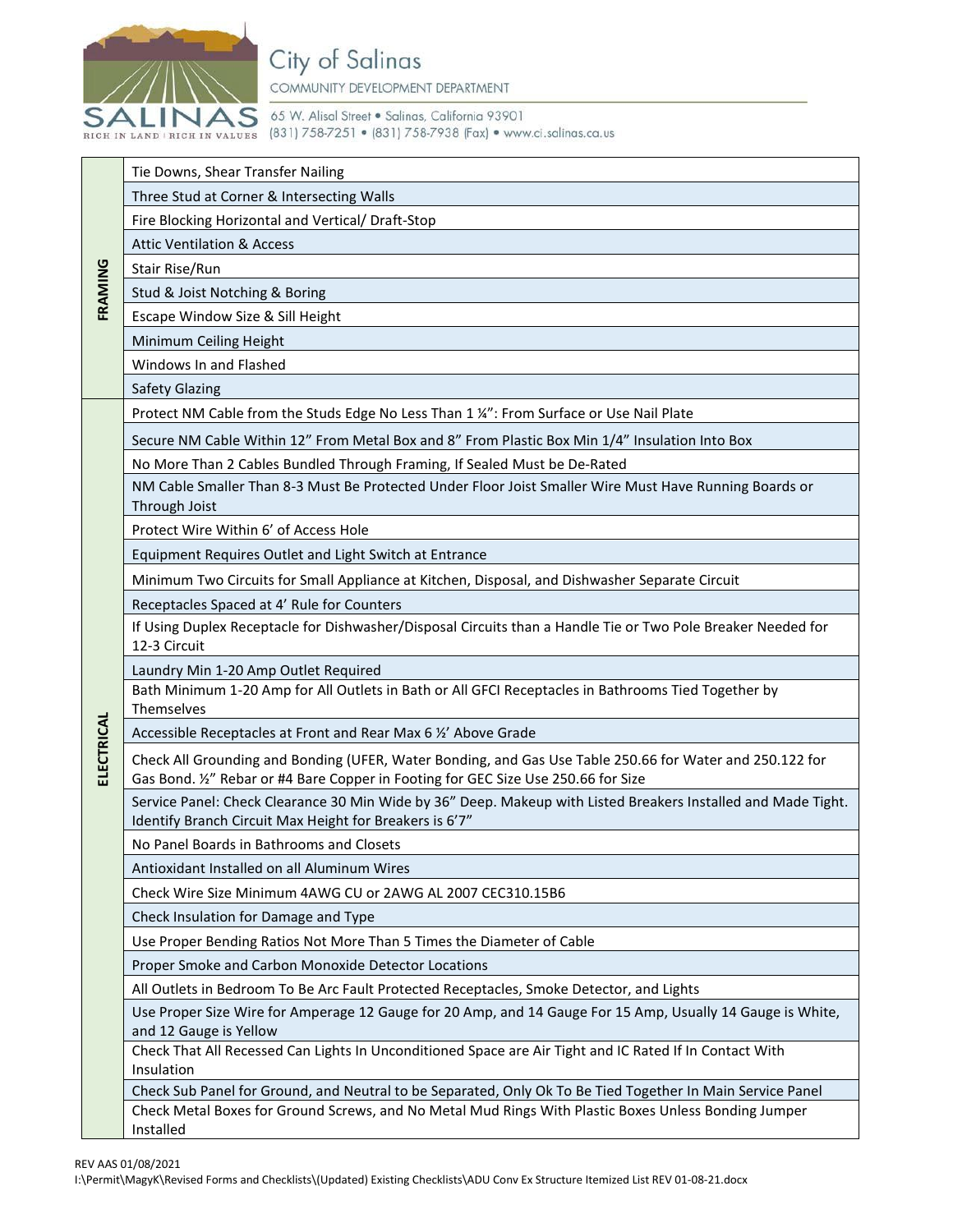City of Salinas
COMMUNITY DEVELOPMENT DEPARTMENT
65 W. Alisal Street • Salinas, California 93901
(831) 758-7251 • (831) 758-7938 (Fax) • www.ci.salinas.ca.us

| Category | Item |
|---|---|
| FRAMING | Tie Downs, Shear Transfer Nailing |
| | Three Stud at Corner & Intersecting Walls |
| | Fire Blocking Horizontal and Vertical/ Draft-Stop |
| | Attic Ventilation & Access |
| | Stair Rise/Run |
| | Stud & Joist Notching & Boring |
| | Escape Window Size & Sill Height |
| | Minimum Ceiling Height |
| | Windows In and Flashed |
| | Safety Glazing |
| ELECTRICAL | Protect NM Cable from the Studs Edge No Less Than 1 ¼": From Surface or Use Nail Plate |
| | Secure NM Cable Within 12" From Metal Box and 8" From Plastic Box Min 1/4" Insulation Into Box |
| | No More Than 2 Cables Bundled Through Framing, If Sealed Must be De-Rated |
| | NM Cable Smaller Than 8-3 Must Be Protected Under Floor Joist Smaller Wire Must Have Running Boards or Through Joist |
| | Protect Wire Within 6' of Access Hole |
| | Equipment Requires Outlet and Light Switch at Entrance |
| | Minimum Two Circuits for Small Appliance at Kitchen, Disposal, and Dishwasher Separate Circuit |
| | Receptacles Spaced at 4' Rule for Counters |
| | If Using Duplex Receptacle for Dishwasher/Disposal Circuits than a Handle Tie or Two Pole Breaker Needed for 12-3 Circuit |
| | Laundry Min 1-20 Amp Outlet Required |
| | Bath Minimum 1-20 Amp for All Outlets in Bath or All GFCI Receptacles in Bathrooms Tied Together by Themselves |
| | Accessible Receptacles at Front and Rear Max 6 ½' Above Grade |
| | Check All Grounding and Bonding (UFER, Water Bonding, and Gas Use Table 250.66 for Water and 250.122 for Gas Bond. ½" Rebar or #4 Bare Copper in Footing for GEC Size Use 250.66 for Size |
| | Service Panel: Check Clearance 30 Min Wide by 36" Deep. Makeup with Listed Breakers Installed and Made Tight. Identify Branch Circuit Max Height for Breakers is 6'7" |
| | No Panel Boards in Bathrooms and Closets |
| | Antioxidant Installed on all Aluminum Wires |
| | Check Wire Size Minimum 4AWG CU or 2AWG AL 2007 CEC310.15B6 |
| | Check Insulation for Damage and Type |
| | Use Proper Bending Ratios Not More Than 5 Times the Diameter of Cable |
| | Proper Smoke and Carbon Monoxide Detector Locations |
| | All Outlets in Bedroom To Be Arc Fault Protected Receptacles, Smoke Detector, and Lights |
| | Use Proper Size Wire for Amperage 12 Gauge for 20 Amp, and 14 Gauge For 15 Amp, Usually 14 Gauge is White, and 12 Gauge is Yellow |
| | Check That All Recessed Can Lights In Unconditioned Space are Air Tight and IC Rated If In Contact With Insulation |
| | Check Sub Panel for Ground, and Neutral to be Separated, Only Ok To Be Tied Together In Main Service Panel |
| | Check Metal Boxes for Ground Screws, and No Metal Mud Rings With Plastic Boxes Unless Bonding Jumper Installed |

REV AAS 01/08/2021
I:\Permit\MagyK\Revised Forms and Checklists\(Updated) Existing Checklists\ADU Conv Ex Structure Itemized List REV 01-08-21.docx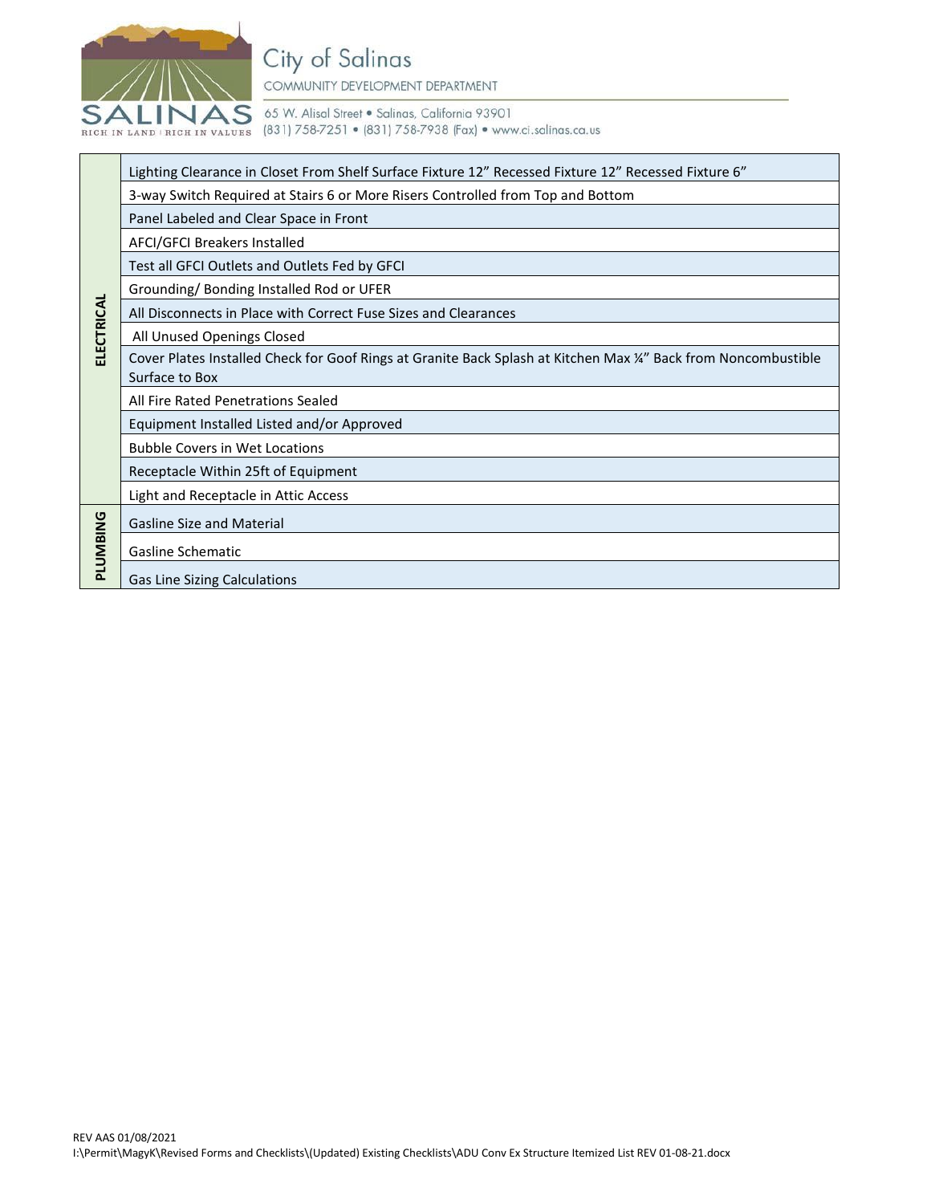City of Salinas

COMMUNITY DEVELOPMENT DEPARTMENT

65 W. Alisal Street • Salinas, California 93901
(831) 758-7251 • (831) 758-7938 (Fax) • www.ci.salinas.ca.us

| | |
|---|---|
| **ELECTRICAL** | Lighting Clearance in Closet From Shelf Surface Fixture 12" Recessed Fixture 12" Recessed Fixture 6" |
| | 3-way Switch Required at Stairs 6 or More Risers Controlled from Top and Bottom |
| | Panel Labeled and Clear Space in Front |
| | AFCI/GFCI Breakers Installed |
| | Test all GFCI Outlets and Outlets Fed by GFCI |
| | Grounding/ Bonding Installed Rod or UFER |
| | All Disconnects in Place with Correct Fuse Sizes and Clearances |
| | All Unused Openings Closed |
| | Cover Plates Installed Check for Goof Rings at Granite Back Splash at Kitchen Max ¼" Back from Noncombustible Surface to Box |
| | All Fire Rated Penetrations Sealed |
| | Equipment Installed Listed and/or Approved |
| | Bubble Covers in Wet Locations |
| | Receptacle Within 25ft of Equipment |
| | Light and Receptacle in Attic Access |
| **PLUMBING** | Gasline Size and Material |
| | Gasline Schematic |
| | Gas Line Sizing Calculations |

REV AAS 01/08/2021
I:\Permit\MagyK\Revised Forms and Checklists\(Updated) Existing Checklists\ADU Conv Ex Structure Itemized List REV 01-08-21.docx